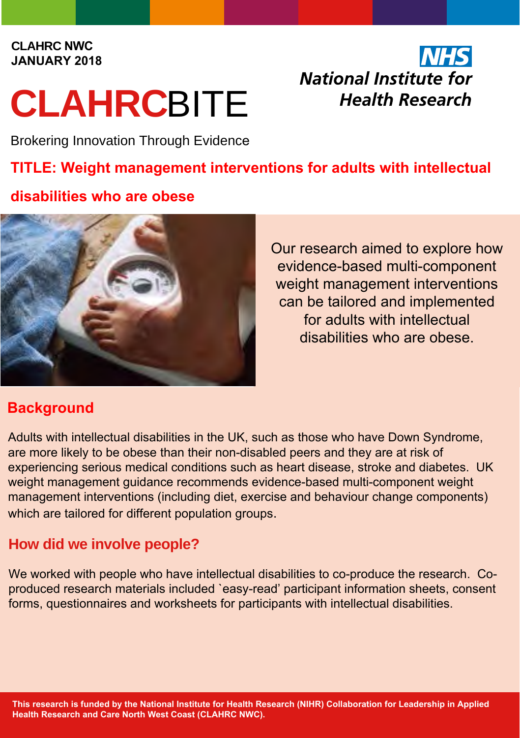CLAHRC NWC
JANUARY 2018

NHS
National Institute for Health Research

# CLAHRCBITE

Brokering Innovation Through Evidence

## TITLE: Weight management interventions for adults with intellectual disabilities who are obese

Our research aimed to explore how evidence-based multi-component weight management interventions can be tailored and implemented for adults with intellectual disabilities who are obese.

## Background

Adults with intellectual disabilities in the UK, such as those who have Down Syndrome, are more likely to be obese than their non-disabled peers and they are at risk of experiencing serious medical conditions such as heart disease, stroke and diabetes. UK weight management guidance recommends evidence-based multi-component weight management interventions (including diet, exercise and behaviour change components) which are tailored for different population groups.

## How did we involve people?

We worked with people who have intellectual disabilities to co-produce the research. Co-produced research materials included `easy-read' participant information sheets, consent forms, questionnaires and worksheets for participants with intellectual disabilities.

**This research is funded by the National Institute for Health Research (NIHR) Collaboration for Leadership in Applied Health Research and Care North West Coast (CLAHRC NWC).**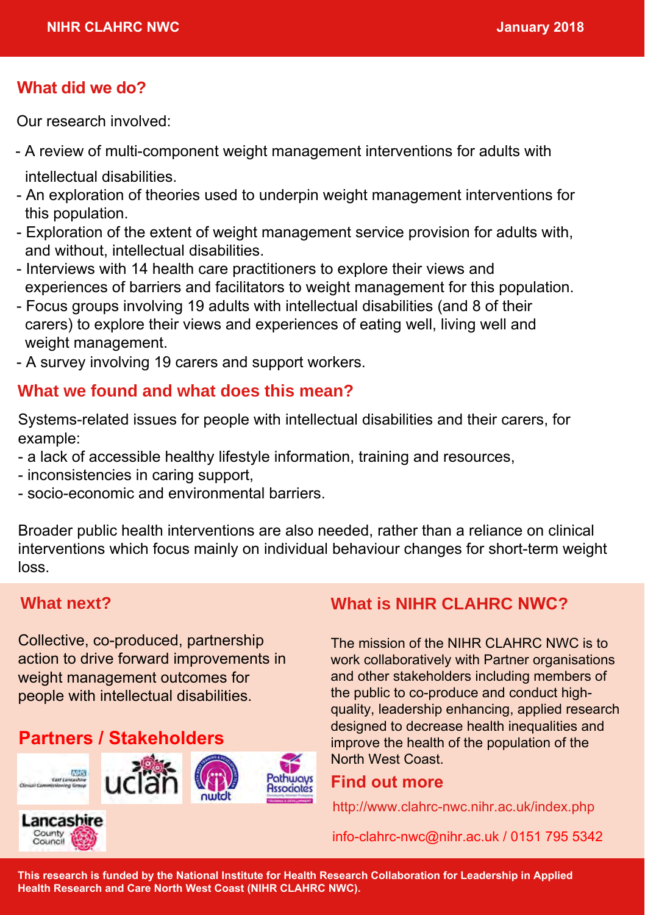## What did we do?

Our research involved:

- A review of multi-component weight management interventions for adults with intellectual disabilities.
- An exploration of theories used to underpin weight management interventions for this population.
- Exploration of the extent of weight management service provision for adults with, and without, intellectual disabilities.
- Interviews with 14 health care practitioners to explore their views and experiences of barriers and facilitators to weight management for this population.
- Focus groups involving 19 adults with intellectual disabilities (and 8 of their carers) to explore their views and experiences of eating well, living well and weight management.
- A survey involving 19 carers and support workers.

## What we found and what does this mean?

Systems-related issues for people with intellectual disabilities and their carers, for example:

- a lack of accessible healthy lifestyle information, training and resources,
- inconsistencies in caring support,
- socio-economic and environmental barriers.

Broader public health interventions are also needed, rather than a reliance on clinical interventions which focus mainly on individual behaviour changes for short-term weight loss.

## What next?

Collective, co-produced, partnership action to drive forward improvements in weight management outcomes for people with intellectual disabilities.

## Partners / Stakeholders

## What is NIHR CLAHRC NWC?

The mission of the NIHR CLAHRC NWC is to work collaboratively with Partner organisations and other stakeholders including members of the public to co-produce and conduct high-quality, leadership enhancing, applied research designed to decrease health inequalities and improve the health of the population of the North West Coast.

## Find out more

http://www.clahrc-nwc.nihr.ac.uk/index.php

info-clahrc-nwc@nihr.ac.uk / 0151 795 5342

**This research is funded by the National Institute for Health Research Collaboration for Leadership in Applied Health Research and Care North West Coast (NIHR CLAHRC NWC).**